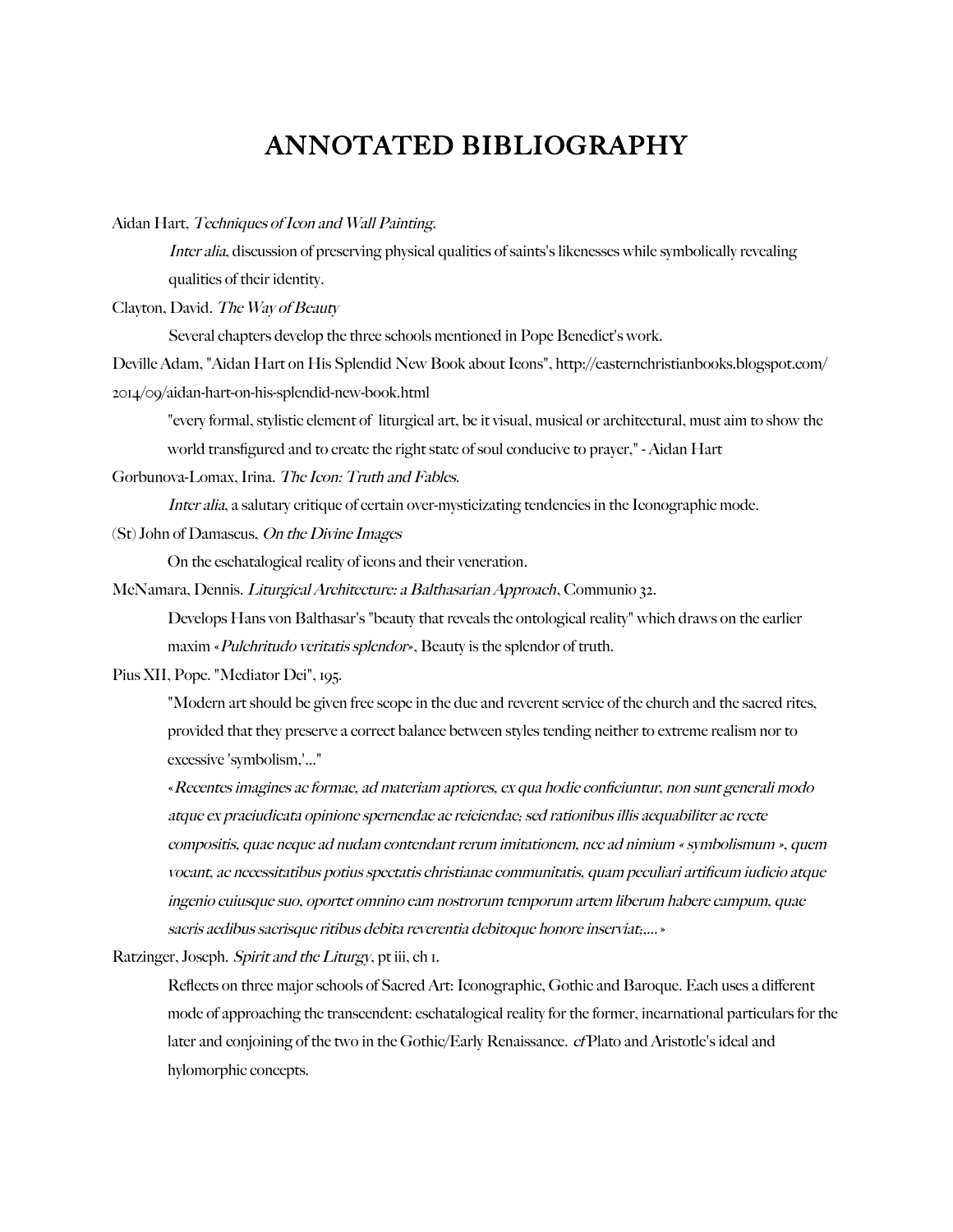# ANNOTATED BIBLIOGRAPHY

Aidan Hart, *Techniques of Icon and Wall Painting.*

*Inter alia*, discussion of preserving physical qualities of saints's likenesses while symbolically revealing qualities of their identity.

Clayton, David. *The Way of Beauty*

Several chapters develop the three schools mentioned in Pope Benedict's work.

Deville Adam, "Aidan Hart on His Splendid New Book about Icons", http://easternchristianbooks.blogspot.com/2014/09/aidan-hart-on-his-splendid-new-book.html

"every formal, stylistic element of liturgical art, be it visual, musical or architectural, must aim to show the world transfigured and to create the right state of soul conducive to prayer," - Aidan Hart

Gorbunova-Lomax, Irina. *The Icon: Truth and Fables.*

*Inter alia*, a salutary critique of certain over-mysticizating tendencies in the Iconographic mode.

(St) John of Damascus, *On the Divine Images*

On the eschatalogical reality of icons and their veneration.

McNamara, Dennis. *Liturgical Architecture: a Balthasarian Approach*, Communio 32.

Develops Hans von Balthasar's "beauty that reveals the ontological reality" which draws on the earlier maxim «*Pulchritudo veritatis splendor*», Beauty is the splendor of truth.

Pius XII, Pope. "Mediator Dei", 195.

"Modern art should be given free scope in the due and reverent service of the church and the sacred rites, provided that they preserve a correct balance between styles tending neither to extreme realism nor to excessive 'symbolism,'..."

*«Recentes imagines ac formae, ad materiam aptiores, ex qua hodie conficiuntur, non sunt generali modo atque ex praeiudicata opinione spernendae ac reiciendae; sed rationibus illis aequabiliter ac recte compositis, quae neque ad nudam contendant rerum imitationem, nec ad nimium « symbolismum », quem vocant, ac necessitatibus potius spectatis christianae communitatis, quam peculiari artificum iudicio atque ingenio cuiusque suo, oportet omnino eam nostrorum temporum artem liberum habere campum, quae sacris aedibus sacrisque ritibus debita reverentia debitoque honore inserviat;,...»*

Ratzinger, Joseph. *Spirit and the Liturgy*, pt iii, ch 1.

Reflects on three major schools of Sacred Art: Iconographic, Gothic and Baroque. Each uses a different mode of approaching the transcendent: eschatalogical reality for the former, incarnational particulars for the later and conjoining of the two in the Gothic/Early Renaissance. *cf* Plato and Aristotle's ideal and hylomorphic concepts.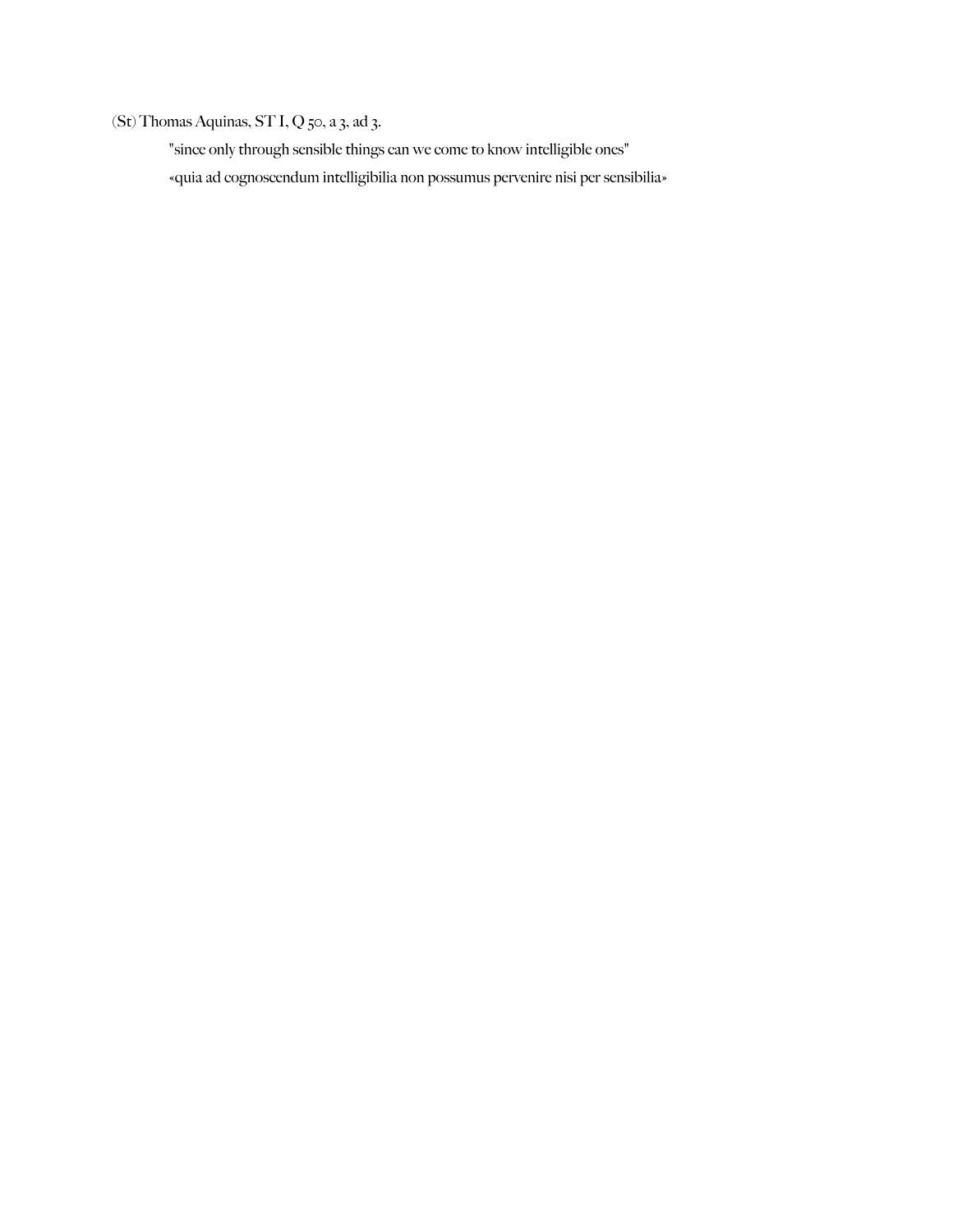(St) Thomas Aquinas, ST I, Q 50, a 3, ad 3.

"since only through sensible things can we come to know intelligible ones"

«quia ad cognoscendum intelligibilia non possumus pervenire nisi per sensibilia»